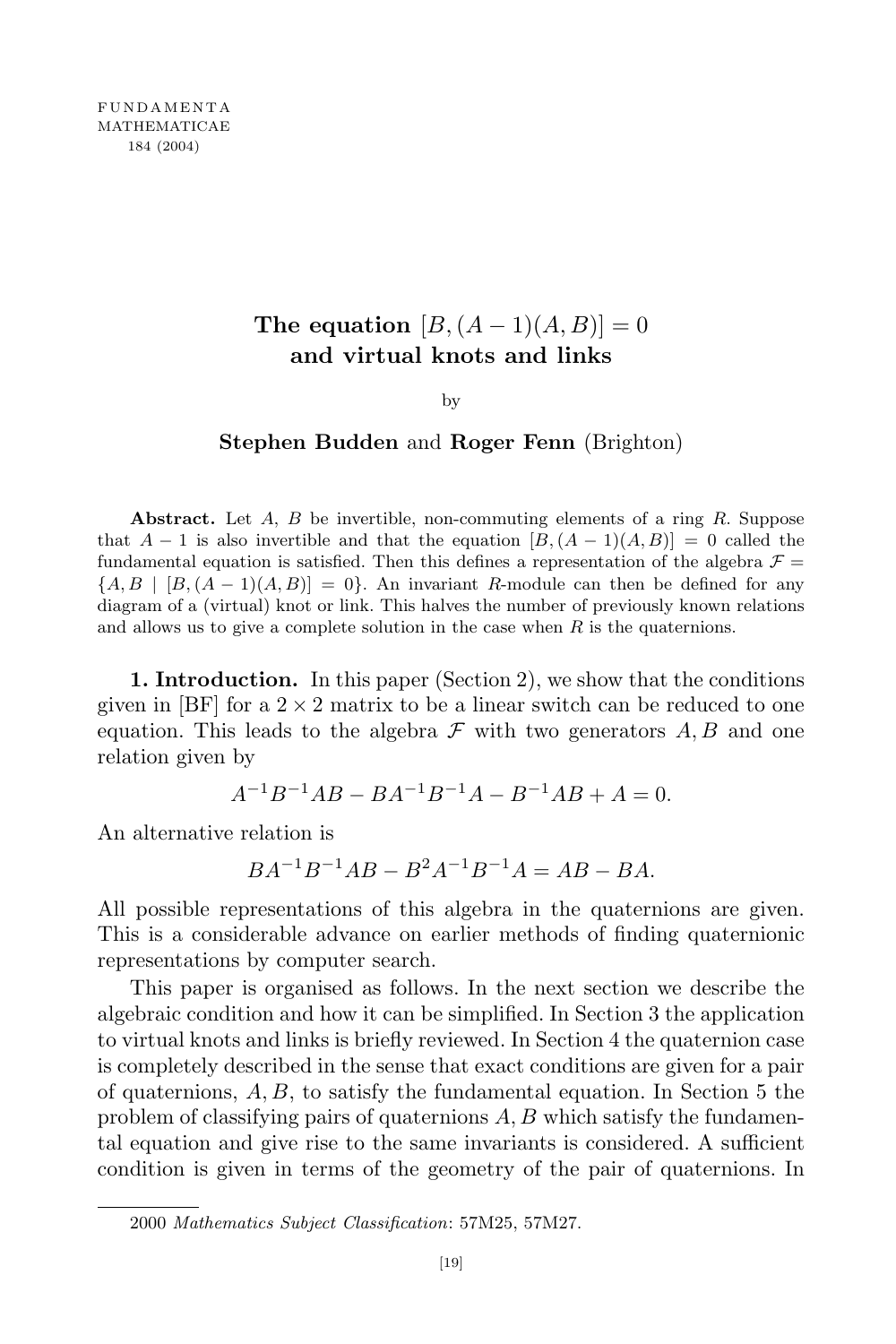# The equation $[B, (A-1)(A, B)] = 0$ and virtual knots and links

by

**Stephen Budden** and **Roger Fenn** (Brighton)

**Abstract.** Let $A$, $B$ be invertible, non-commuting elements of a ring $R$. Suppose that $A-1$ is also invertible and that the equation $[B, (A-1)(A, B)] = 0$ called the fundamental equation is satisfied. Then this defines a representation of the algebra $\mathcal{F} = \{A, B \mid [B, (A-1)(A, B)] = 0\}$. An invariant $R$-module can then be defined for any diagram of a (virtual) knot or link. This halves the number of previously known relations and allows us to give a complete solution in the case when $R$ is the quaternions.

**1. Introduction.** In this paper (Section 2), we show that the conditions given in [BF] for a $2 \times 2$ matrix to be a linear switch can be reduced to one equation. This leads to the algebra $\mathcal{F}$ with two generators $A, B$ and one relation given by

$$A^{-1}B^{-1}AB - BA^{-1}B^{-1}A - B^{-1}AB + A = 0.$$

An alternative relation is

$$BA^{-1}B^{-1}AB - B^2A^{-1}B^{-1}A = AB - BA.$$

All possible representations of this algebra in the quaternions are given. This is a considerable advance on earlier methods of finding quaternionic representations by computer search.

This paper is organised as follows. In the next section we describe the algebraic condition and how it can be simplified. In Section 3 the application to virtual knots and links is briefly reviewed. In Section 4 the quaternion case is completely described in the sense that exact conditions are given for a pair of quaternions, $A, B$, to satisfy the fundamental equation. In Section 5 the problem of classifying pairs of quaternions $A, B$ which satisfy the fundamental equation and give rise to the same invariants is considered. A sufficient condition is given in terms of the geometry of the pair of quaternions. In

2000 *Mathematics Subject Classification*: 57M25, 57M27.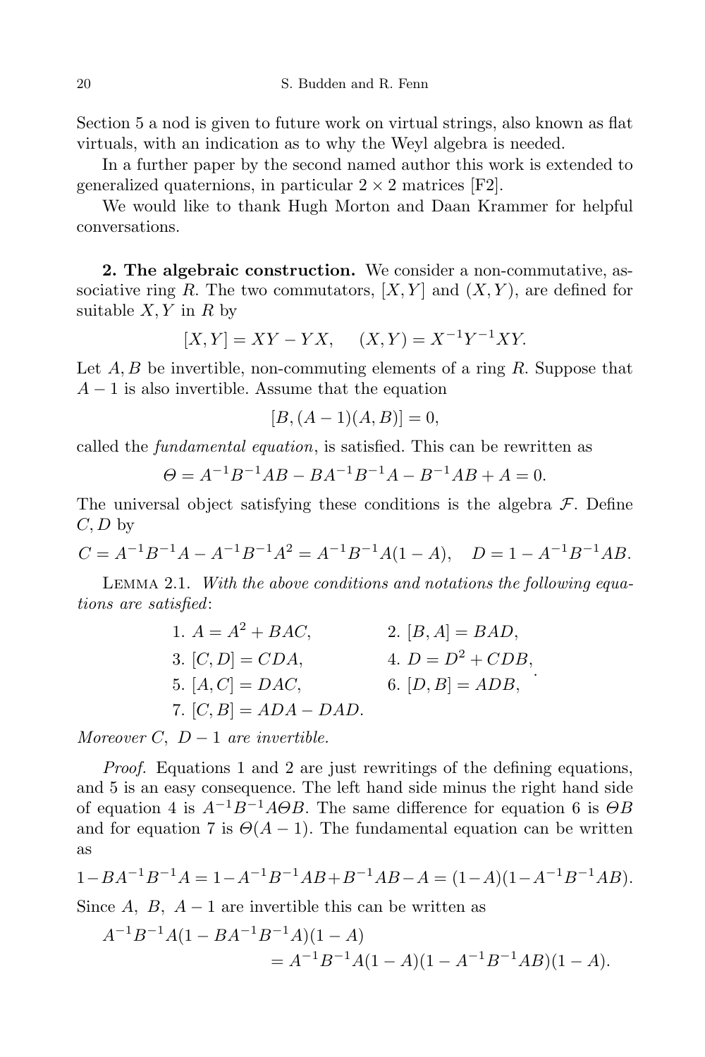Section 5 a nod is given to future work on virtual strings, also known as flat virtuals, with an indication as to why the Weyl algebra is needed.

In a further paper by the second named author this work is extended to generalized quaternions, in particular $2 \times 2$ matrices [F2].

We would like to thank Hugh Morton and Daan Krammer for helpful conversations.

**2. The algebraic construction.** We consider a non-commutative, associative ring $R$. The two commutators, $[X, Y]$ and $(X, Y)$, are defined for suitable $X, Y$ in $R$ by

$$[X, Y] = XY - YX, \quad (X, Y) = X^{-1}Y^{-1}XY.$$

Let $A, B$ be invertible, non-commuting elements of a ring $R$. Suppose that $A - 1$ is also invertible. Assume that the equation

$$[B, (A-1)(A, B)] = 0,$$

called the *fundamental equation*, is satisfied. This can be rewritten as

$$\Theta = A^{-1}B^{-1}AB - BA^{-1}B^{-1}A - B^{-1}AB + A = 0.$$

The universal object satisfying these conditions is the algebra $\mathcal{F}$. Define $C, D$ by

$$C = A^{-1}B^{-1}A - A^{-1}B^{-1}A^2 = A^{-1}B^{-1}A(1-A), \quad D = 1 - A^{-1}B^{-1}AB.$$

Lemma 2.1. *With the above conditions and notations the following equations are satisfied*:

$$\begin{array}{ll} 1.\ A = A^2 + BAC, & 2.\ [B, A] = BAD, \\ 3.\ [C, D] = CDA, & 4.\ D = D^2 + CDB, \\ 5.\ [A, C] = DAC, & 6.\ [D, B] = ADB, \\ 7.\ [C, B] = ADA - DAD. & \end{array}.$$

*Moreover $C$, $D - 1$ are invertible.*

*Proof.* Equations 1 and 2 are just rewritings of the defining equations, and 5 is an easy consequence. The left hand side minus the right hand side of equation 4 is $A^{-1}B^{-1}A\Theta B$. The same difference for equation 6 is $\Theta B$ and for equation 7 is $\Theta(A-1)$. The fundamental equation can be written as

$$1 - BA^{-1}B^{-1}A = 1 - A^{-1}B^{-1}AB + B^{-1}AB - A = (1-A)(1 - A^{-1}B^{-1}AB).$$

Since $A$, $B$, $A - 1$ are invertible this can be written as

$$\begin{aligned} &A^{-1}B^{-1}A(1 - BA^{-1}B^{-1}A)(1-A) \\ &\qquad = A^{-1}B^{-1}A(1-A)(1 - A^{-1}B^{-1}AB)(1-A). \end{aligned}$$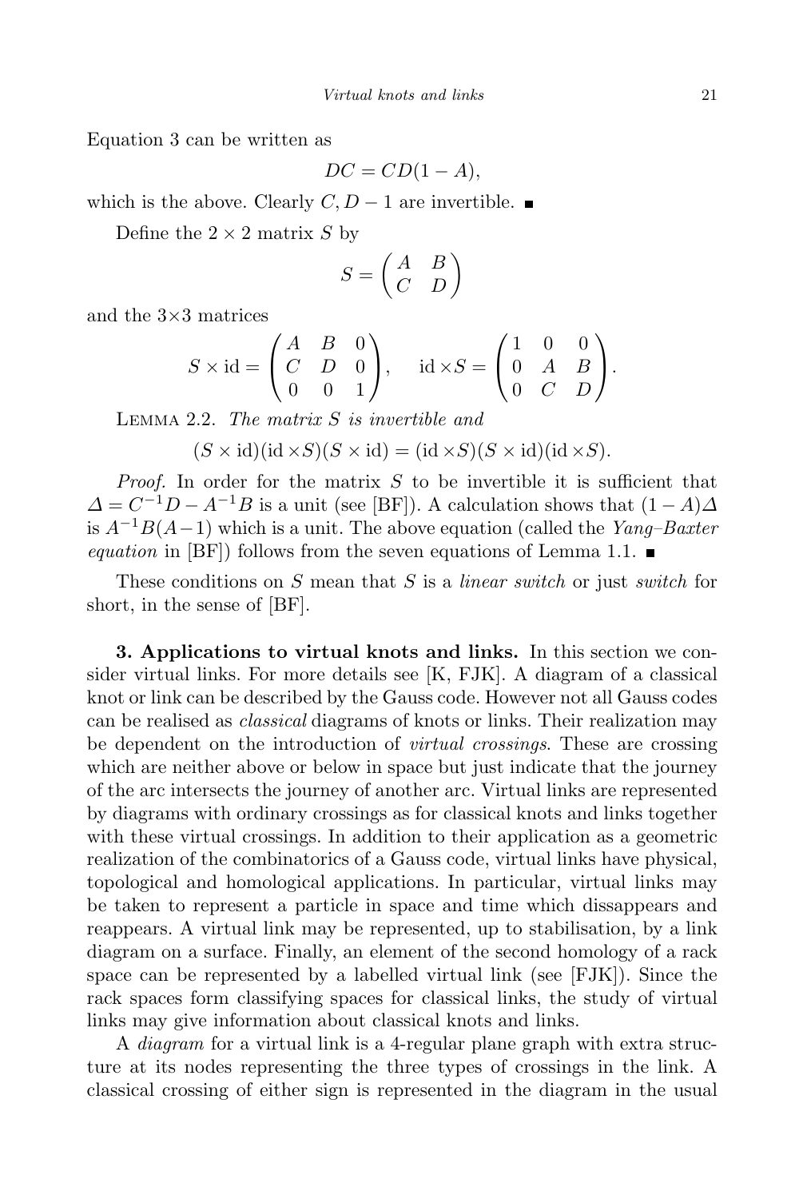Equation 3 can be written as

$$DC = CD(1 - A),$$

which is the above. Clearly $C, D - 1$ are invertible. ∎

Define the $2 \times 2$ matrix $S$ by

$$S = \begin{pmatrix} A & B \\ C & D \end{pmatrix}$$

and the $3{\times}3$ matrices

$$S \times \mathrm{id} = \begin{pmatrix} A & B & 0 \\ C & D & 0 \\ 0 & 0 & 1 \end{pmatrix}, \quad \mathrm{id} \times S = \begin{pmatrix} 1 & 0 & 0 \\ 0 & A & B \\ 0 & C & D \end{pmatrix}.$$

Lemma 2.2. *The matrix $S$ is invertible and*

$$(S \times \mathrm{id})(\mathrm{id} \times S)(S \times \mathrm{id}) = (\mathrm{id} \times S)(S \times \mathrm{id})(\mathrm{id} \times S).$$

*Proof.* In order for the matrix $S$ to be invertible it is sufficient that $\Delta = C^{-1}D - A^{-1}B$ is a unit (see [BF]). A calculation shows that $(1 - A)\Delta$ is $A^{-1}B(A-1)$ which is a unit. The above equation (called the *Yang–Baxter equation* in [BF]) follows from the seven equations of Lemma 1.1. ∎

These conditions on $S$ mean that $S$ is a *linear switch* or just *switch* for short, in the sense of [BF].

**3. Applications to virtual knots and links.** In this section we consider virtual links. For more details see [K, FJK]. A diagram of a classical knot or link can be described by the Gauss code. However not all Gauss codes can be realised as *classical* diagrams of knots or links. Their realization may be dependent on the introduction of *virtual crossings*. These are crossing which are neither above or below in space but just indicate that the journey of the arc intersects the journey of another arc. Virtual links are represented by diagrams with ordinary crossings as for classical knots and links together with these virtual crossings. In addition to their application as a geometric realization of the combinatorics of a Gauss code, virtual links have physical, topological and homological applications. In particular, virtual links may be taken to represent a particle in space and time which dissappears and reappears. A virtual link may be represented, up to stabilisation, by a link diagram on a surface. Finally, an element of the second homology of a rack space can be represented by a labelled virtual link (see [FJK]). Since the rack spaces form classifying spaces for classical links, the study of virtual links may give information about classical knots and links.

A *diagram* for a virtual link is a 4-regular plane graph with extra structure at its nodes representing the three types of crossings in the link. A classical crossing of either sign is represented in the diagram in the usual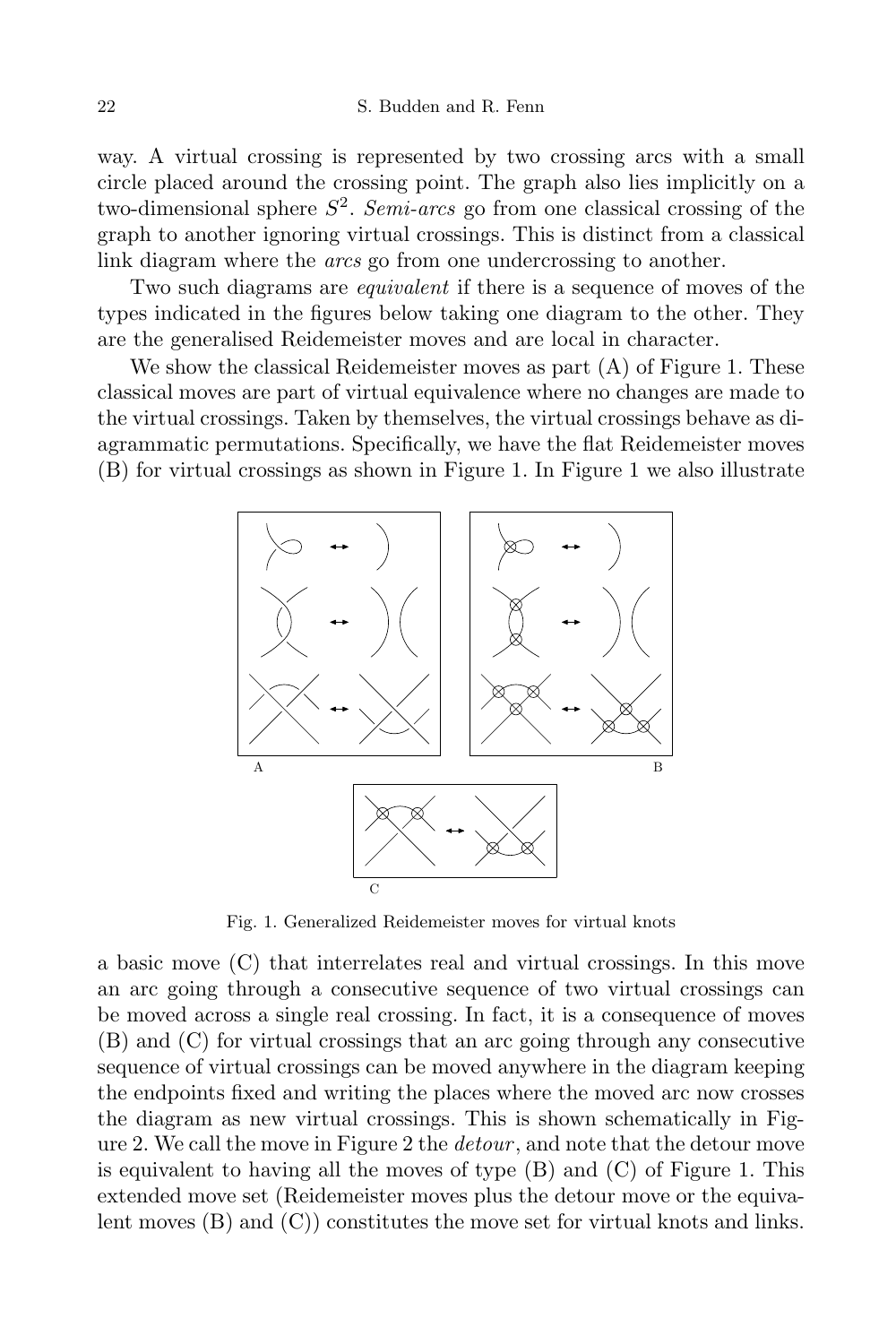way. A virtual crossing is represented by two crossing arcs with a small circle placed around the crossing point. The graph also lies implicitly on a two-dimensional sphere $S^2$. *Semi-arcs* go from one classical crossing of the graph to another ignoring virtual crossings. This is distinct from a classical link diagram where the *arcs* go from one undercrossing to another.

Two such diagrams are *equivalent* if there is a sequence of moves of the types indicated in the figures below taking one diagram to the other. They are the generalised Reidemeister moves and are local in character.

We show the classical Reidemeister moves as part (A) of Figure 1. These classical moves are part of virtual equivalence where no changes are made to the virtual crossings. Taken by themselves, the virtual crossings behave as diagrammatic permutations. Specifically, we have the flat Reidemeister moves (B) for virtual crossings as shown in Figure 1. In Figure 1 we also illustrate a basic move (C) that interrelates real and virtual crossings. In this move an arc going through a consecutive sequence of two virtual crossings can be moved across a single real crossing. In fact, it is a consequence of moves (B) and (C) for virtual crossings that an arc going through any consecutive sequence of virtual crossings can be moved anywhere in the diagram keeping the endpoints fixed and writing the places where the moved arc now crosses the diagram as new virtual crossings. This is shown schematically in Figure 2. We call the move in Figure 2 the *detour*, and note that the detour move is equivalent to having all the moves of type (B) and (C) of Figure 1. This extended move set (Reidemeister moves plus the detour move or the equivalent moves (B) and (C)) constitutes the move set for virtual knots and links.

Fig. 1. Generalized Reidemeister moves for virtual knots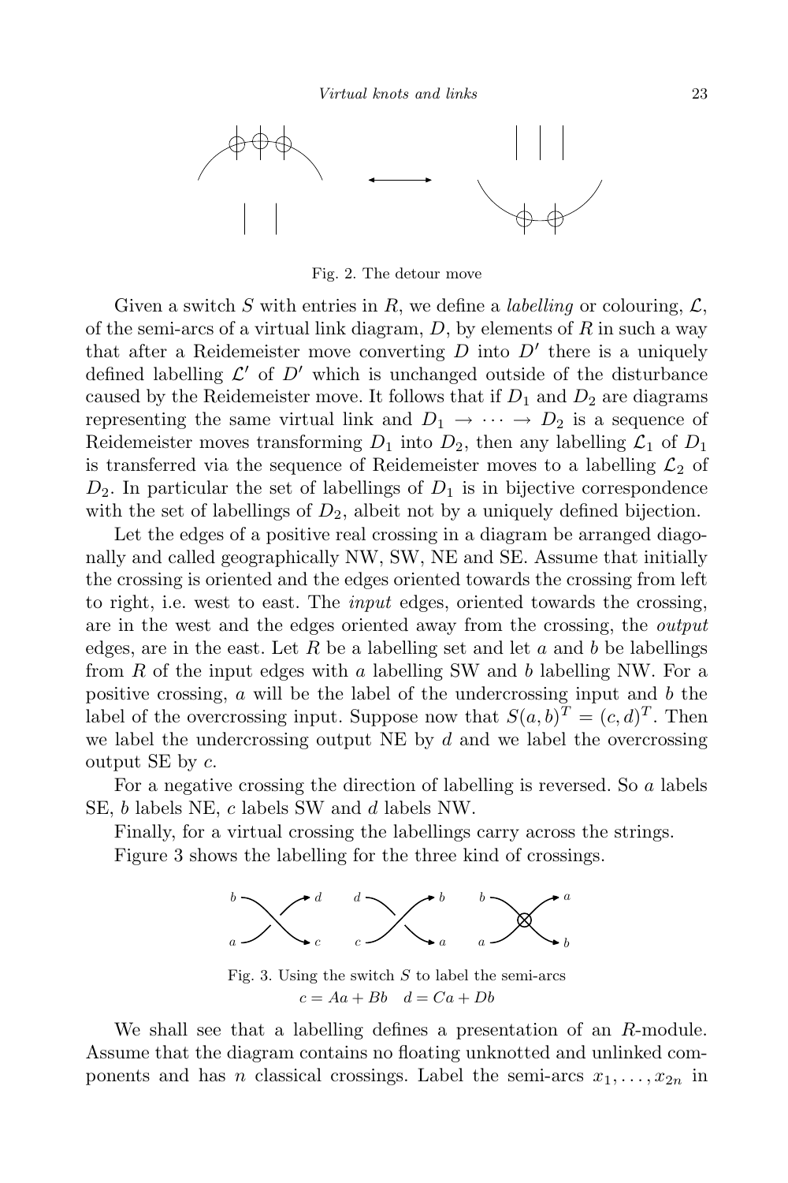Fig. 2. The detour move

Given a switch $S$ with entries in $R$, we define a *labelling* or colouring, $\mathcal{L}$, of the semi-arcs of a virtual link diagram, $D$, by elements of $R$ in such a way that after a Reidemeister move converting $D$ into $D'$ there is a uniquely defined labelling $\mathcal{L}'$ of $D'$ which is unchanged outside of the disturbance caused by the Reidemeister move. It follows that if $D_1$ and $D_2$ are diagrams representing the same virtual link and $D_1 \to \cdots \to D_2$ is a sequence of Reidemeister moves transforming $D_1$ into $D_2$, then any labelling $\mathcal{L}_1$ of $D_1$ is transferred via the sequence of Reidemeister moves to a labelling $\mathcal{L}_2$ of $D_2$. In particular the set of labellings of $D_1$ is in bijective correspondence with the set of labellings of $D_2$, albeit not by a uniquely defined bijection.

Let the edges of a positive real crossing in a diagram be arranged diagonally and called geographically NW, SW, NE and SE. Assume that initially the crossing is oriented and the edges oriented towards the crossing from left to right, i.e. west to east. The *input* edges, oriented towards the crossing, are in the west and the edges oriented away from the crossing, the *output* edges, are in the east. Let $R$ be a labelling set and let $a$ and $b$ be labellings from $R$ of the input edges with $a$ labelling SW and $b$ labelling NW. For a positive crossing, $a$ will be the label of the undercrossing input and $b$ the label of the overcrossing input. Suppose now that $S(a,b)^T = (c,d)^T$. Then we label the undercrossing output NE by $d$ and we label the overcrossing output SE by $c$.

For a negative crossing the direction of labelling is reversed. So $a$ labels SE, $b$ labels NE, $c$ labels SW and $d$ labels NW.

Finally, for a virtual crossing the labellings carry across the strings.

Figure 3 shows the labelling for the three kind of crossings.

Fig. 3. Using the switch $S$ to label the semi-arcs
$c = Aa + Bb \quad d = Ca + Db$

We shall see that a labelling defines a presentation of an $R$-module. Assume that the diagram contains no floating unknotted and unlinked components and has $n$ classical crossings. Label the semi-arcs $x_1, \ldots, x_{2n}$ in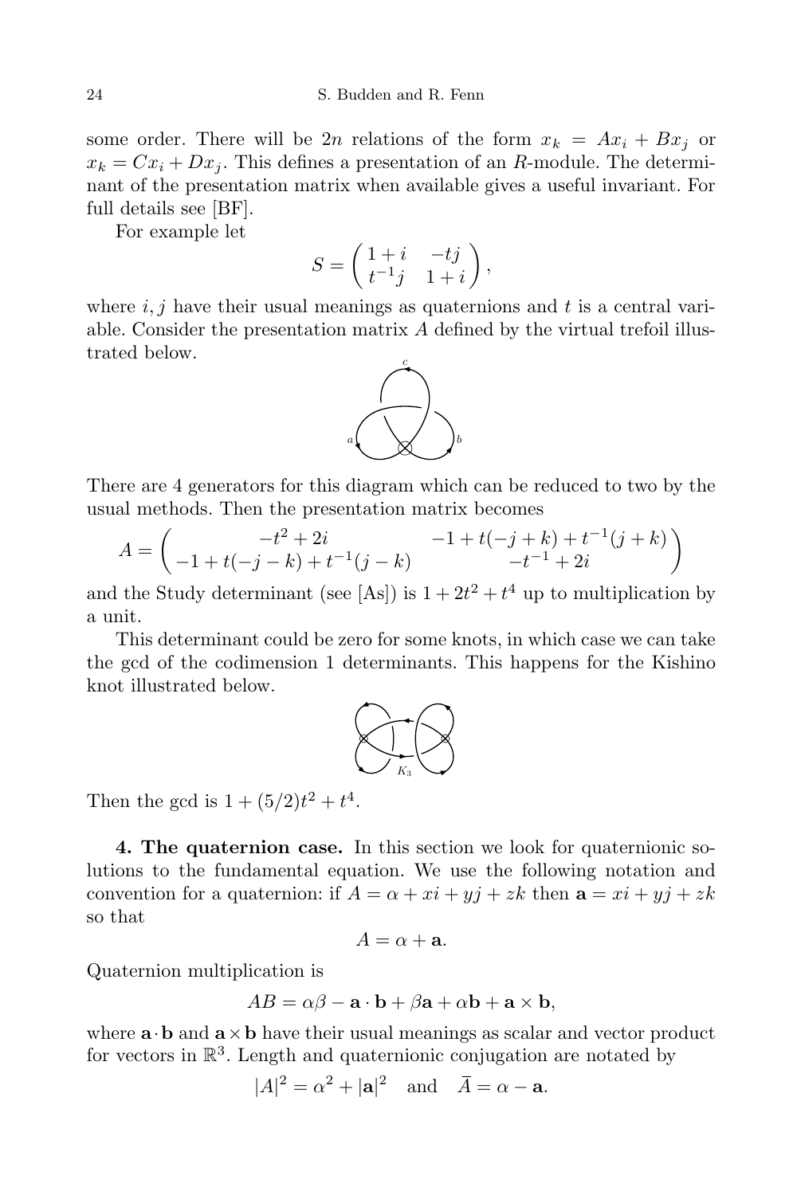some order. There will be $2n$ relations of the form $x_k = Ax_i + Bx_j$ or $x_k = Cx_i + Dx_j$. This defines a presentation of an $R$-module. The determinant of the presentation matrix when available gives a useful invariant. For full details see [BF].

For example let

$$S = \begin{pmatrix} 1+i & -tj \\ t^{-1}j & 1+i \end{pmatrix},$$

where $i, j$ have their usual meanings as quaternions and $t$ is a central variable. Consider the presentation matrix $A$ defined by the virtual trefoil illustrated below.

There are 4 generators for this diagram which can be reduced to two by the usual methods. Then the presentation matrix becomes

$$A = \begin{pmatrix} -t^2 + 2i & -1 + t(-j+k) + t^{-1}(j+k) \\ -1 + t(-j-k) + t^{-1}(j-k) & -t^{-1} + 2i \end{pmatrix}$$

and the Study determinant (see [As]) is $1 + 2t^2 + t^4$ up to multiplication by a unit.

This determinant could be zero for some knots, in which case we can take the gcd of the codimension 1 determinants. This happens for the Kishino knot illustrated below.

Then the gcd is $1 + (5/2)t^2 + t^4$.

**4. The quaternion case.** In this section we look for quaternionic solutions to the fundamental equation. We use the following notation and convention for a quaternion: if $A = \alpha + xi + yj + zk$ then $\mathbf{a} = xi + yj + zk$ so that

$$A = \alpha + \mathbf{a}.$$

Quaternion multiplication is

$$AB = \alpha\beta - \mathbf{a}\cdot\mathbf{b} + \beta\mathbf{a} + \alpha\mathbf{b} + \mathbf{a}\times\mathbf{b},$$

where $\mathbf{a}\cdot\mathbf{b}$ and $\mathbf{a}\times\mathbf{b}$ have their usual meanings as scalar and vector product for vectors in $\mathbb{R}^3$. Length and quaternionic conjugation are notated by

$$|A|^2 = \alpha^2 + |\mathbf{a}|^2 \quad \text{and} \quad \bar{A} = \alpha - \mathbf{a}.$$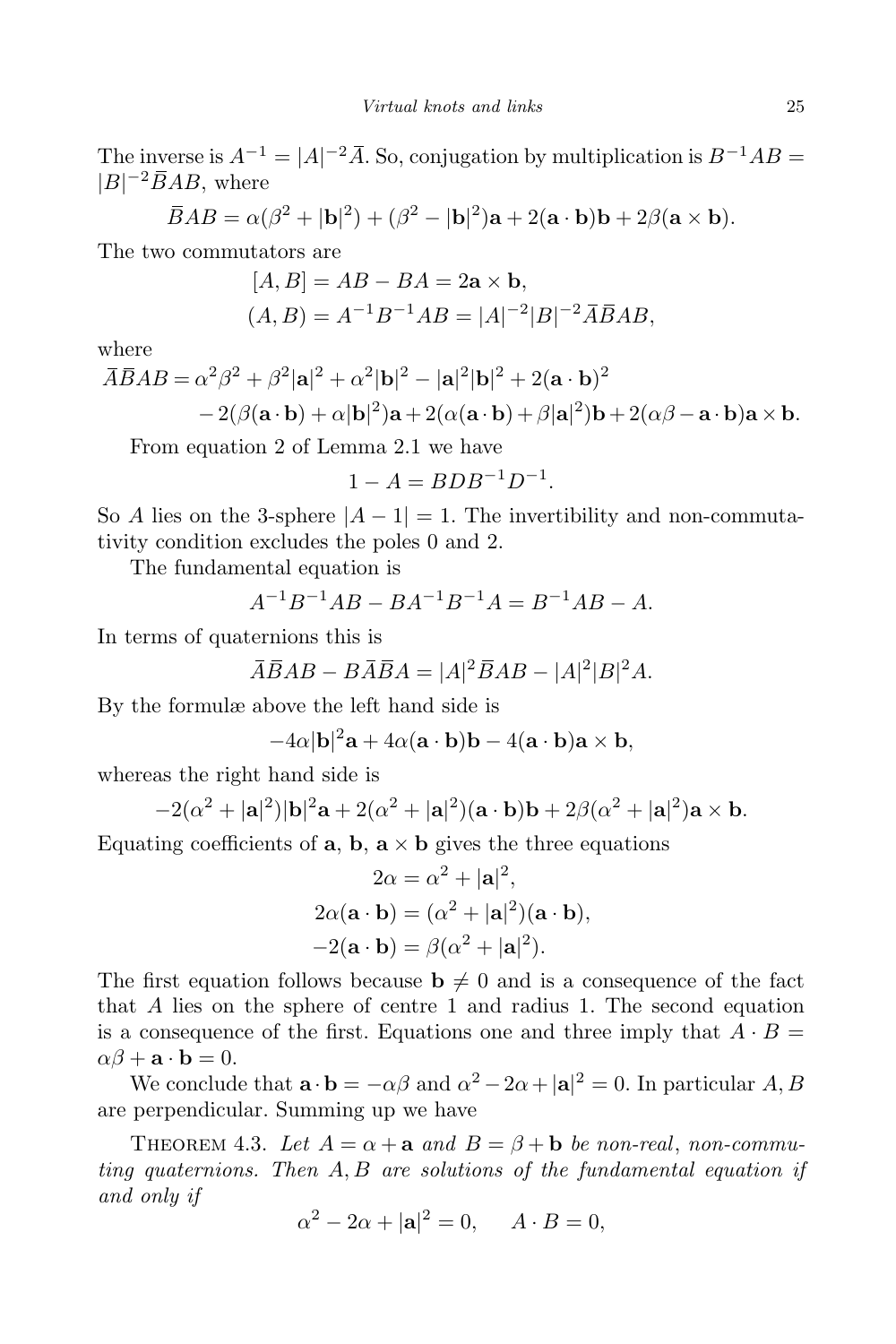The inverse is $A^{-1} = |A|^{-2}\bar{A}$. So, conjugation by multiplication is $B^{-1}AB = |B|^{-2}\bar{B}AB$, where

$$\bar{B}AB = \alpha(\beta^2 + |\mathbf{b}|^2) + (\beta^2 - |\mathbf{b}|^2)\mathbf{a} + 2(\mathbf{a}\cdot\mathbf{b})\mathbf{b} + 2\beta(\mathbf{a}\times\mathbf{b}).$$

The two commutators are

$$[A,B] = AB - BA = 2\mathbf{a}\times\mathbf{b},$$
$$(A,B) = A^{-1}B^{-1}AB = |A|^{-2}|B|^{-2}\bar{A}\bar{B}AB,$$

where

$$\begin{aligned}\bar{A}\bar{B}AB = {}& \alpha^2\beta^2 + \beta^2|\mathbf{a}|^2 + \alpha^2|\mathbf{b}|^2 - |\mathbf{a}|^2|\mathbf{b}|^2 + 2(\mathbf{a}\cdot\mathbf{b})^2 \\ & - 2(\beta(\mathbf{a}\cdot\mathbf{b}) + \alpha|\mathbf{b}|^2)\mathbf{a} + 2(\alpha(\mathbf{a}\cdot\mathbf{b}) + \beta|\mathbf{a}|^2)\mathbf{b} + 2(\alpha\beta - \mathbf{a}\cdot\mathbf{b})\mathbf{a}\times\mathbf{b}.\end{aligned}$$

From equation 2 of Lemma 2.1 we have

$$1 - A = BDB^{-1}D^{-1}.$$

So $A$ lies on the 3-sphere $|A-1| = 1$. The invertibility and non-commutativity condition excludes the poles 0 and 2.

The fundamental equation is

$$A^{-1}B^{-1}AB - BA^{-1}B^{-1}A = B^{-1}AB - A.$$

In terms of quaternions this is

$$\bar{A}\bar{B}AB - B\bar{A}\bar{B}A = |A|^2\bar{B}AB - |A|^2|B|^2A.$$

By the formulæ above the left hand side is

$$-4\alpha|\mathbf{b}|^2\mathbf{a} + 4\alpha(\mathbf{a}\cdot\mathbf{b})\mathbf{b} - 4(\mathbf{a}\cdot\mathbf{b})\mathbf{a}\times\mathbf{b},$$

whereas the right hand side is

$$-2(\alpha^2 + |\mathbf{a}|^2)|\mathbf{b}|^2\mathbf{a} + 2(\alpha^2 + |\mathbf{a}|^2)(\mathbf{a}\cdot\mathbf{b})\mathbf{b} + 2\beta(\alpha^2 + |\mathbf{a}|^2)\mathbf{a}\times\mathbf{b}.$$

Equating coefficients of $\mathbf{a}$, $\mathbf{b}$, $\mathbf{a}\times\mathbf{b}$ gives the three equations

$$2\alpha = \alpha^2 + |\mathbf{a}|^2,$$
$$2\alpha(\mathbf{a}\cdot\mathbf{b}) = (\alpha^2 + |\mathbf{a}|^2)(\mathbf{a}\cdot\mathbf{b}),$$
$$-2(\mathbf{a}\cdot\mathbf{b}) = \beta(\alpha^2 + |\mathbf{a}|^2).$$

The first equation follows because $\mathbf{b} \neq 0$ and is a consequence of the fact that $A$ lies on the sphere of centre 1 and radius 1. The second equation is a consequence of the first. Equations one and three imply that $A\cdot B = \alpha\beta + \mathbf{a}\cdot\mathbf{b} = 0$.

We conclude that $\mathbf{a}\cdot\mathbf{b} = -\alpha\beta$ and $\alpha^2 - 2\alpha + |\mathbf{a}|^2 = 0$. In particular $A, B$ are perpendicular. Summing up we have

Theorem 4.3. *Let $A = \alpha + \mathbf{a}$ and $B = \beta + \mathbf{b}$ be non-real, non-commuting quaternions. Then $A, B$ are solutions of the fundamental equation if and only if*

$$\alpha^2 - 2\alpha + |\mathbf{a}|^2 = 0, \qquad A\cdot B = 0,$$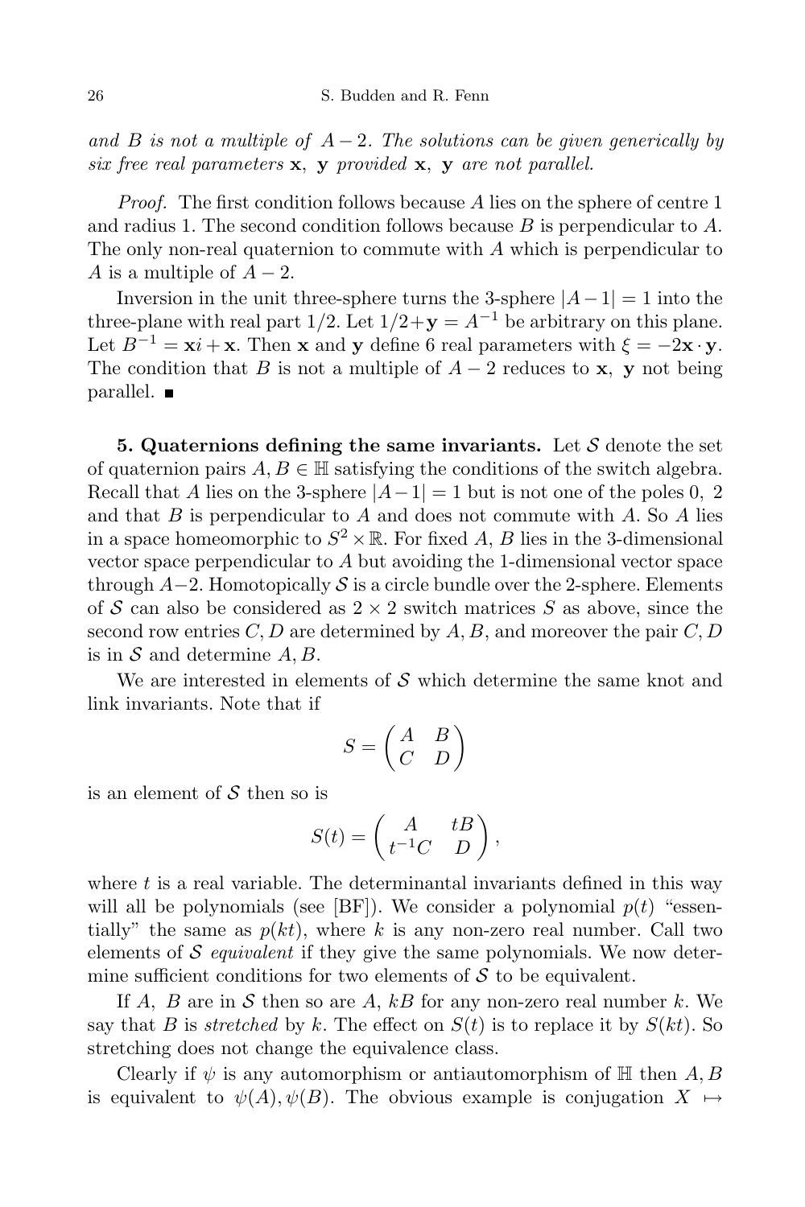*and $B$ is not a multiple of $A-2$. The solutions can be given generically by six free real parameters* $\mathbf{x}$, $\mathbf{y}$ *provided* $\mathbf{x}$, $\mathbf{y}$ *are not parallel.*

*Proof.* The first condition follows because $A$ lies on the sphere of centre 1 and radius 1. The second condition follows because $B$ is perpendicular to $A$. The only non-real quaternion to commute with $A$ which is perpendicular to $A$ is a multiple of $A-2$.

Inversion in the unit three-sphere turns the 3-sphere $|A-1|=1$ into the three-plane with real part $1/2$. Let $1/2+\mathbf{y}=A^{-1}$ be arbitrary on this plane. Let $B^{-1}=\mathbf{x}i+\mathbf{x}$. Then $\mathbf{x}$ and $\mathbf{y}$ define 6 real parameters with $\xi=-2\mathbf{x}\cdot\mathbf{y}$. The condition that $B$ is not a multiple of $A-2$ reduces to $\mathbf{x}$, $\mathbf{y}$ not being parallel. ∎

**5. Quaternions defining the same invariants.** Let $\mathcal{S}$ denote the set of quaternion pairs $A,B\in\mathbb{H}$ satisfying the conditions of the switch algebra. Recall that $A$ lies on the 3-sphere $|A-1|=1$ but is not one of the poles $0$, $2$ and that $B$ is perpendicular to $A$ and does not commute with $A$. So $A$ lies in a space homeomorphic to $S^2\times\mathbb{R}$. For fixed $A$, $B$ lies in the 3-dimensional vector space perpendicular to $A$ but avoiding the 1-dimensional vector space through $A-2$. Homotopically $\mathcal{S}$ is a circle bundle over the 2-sphere. Elements of $\mathcal{S}$ can also be considered as $2\times 2$ switch matrices $S$ as above, since the second row entries $C,D$ are determined by $A,B$, and moreover the pair $C,D$ is in $\mathcal{S}$ and determine $A,B$.

We are interested in elements of $\mathcal{S}$ which determine the same knot and link invariants. Note that if

$$S=\begin{pmatrix} A & B\\ C & D\end{pmatrix}$$

is an element of $\mathcal{S}$ then so is

$$S(t)=\begin{pmatrix} A & tB\\ t^{-1}C & D\end{pmatrix},$$

where $t$ is a real variable. The determinantal invariants defined in this way will all be polynomials (see [BF]). We consider a polynomial $p(t)$ "essentially" the same as $p(kt)$, where $k$ is any non-zero real number. Call two elements of $\mathcal{S}$ *equivalent* if they give the same polynomials. We now determine sufficient conditions for two elements of $\mathcal{S}$ to be equivalent.

If $A$, $B$ are in $\mathcal{S}$ then so are $A$, $kB$ for any non-zero real number $k$. We say that $B$ is *stretched* by $k$. The effect on $S(t)$ is to replace it by $S(kt)$. So stretching does not change the equivalence class.

Clearly if $\psi$ is any automorphism or antiautomorphism of $\mathbb{H}$ then $A,B$ is equivalent to $\psi(A),\psi(B)$. The obvious example is conjugation $X\mapsto$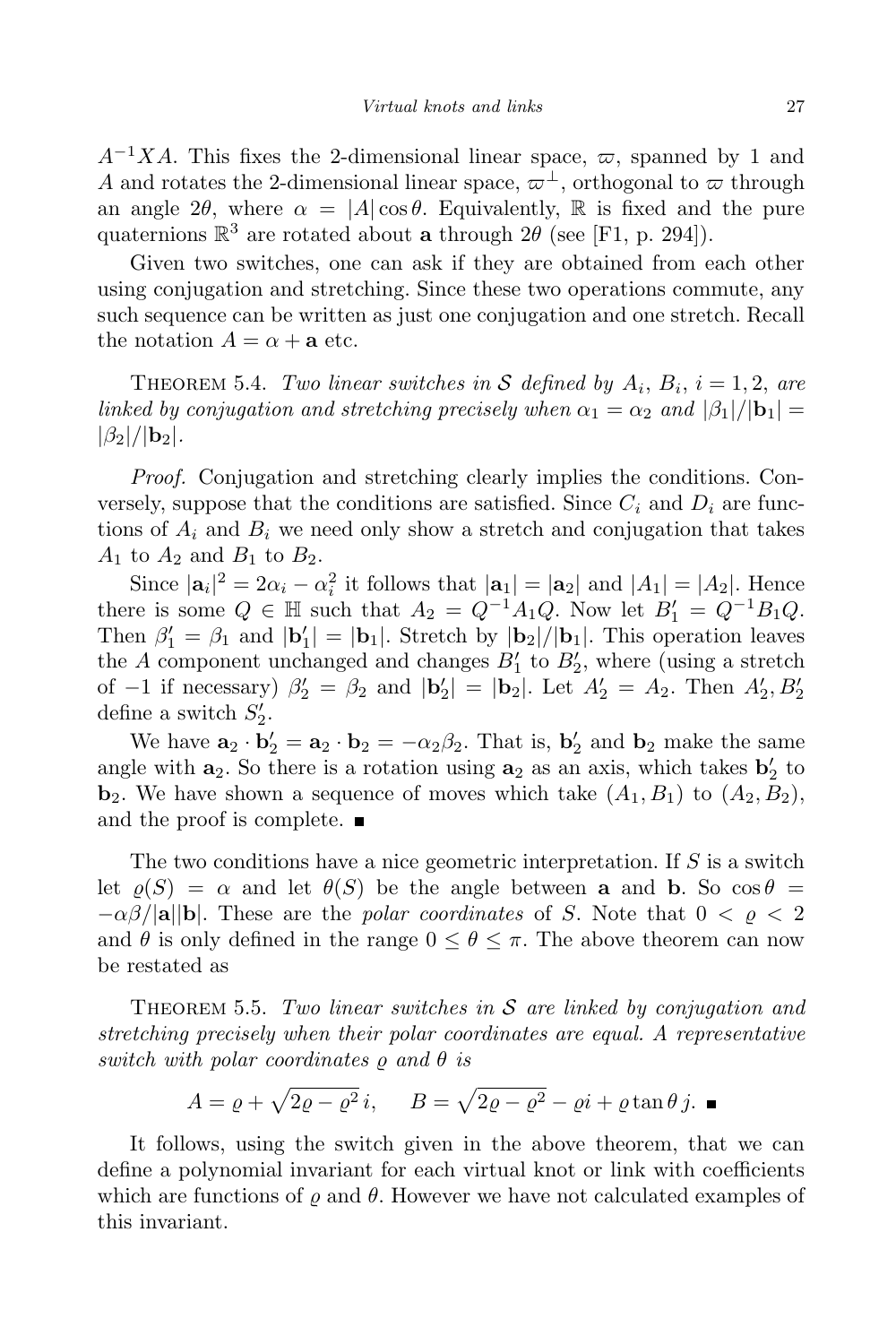$A^{-1}XA$. This fixes the 2-dimensional linear space, $\varpi$, spanned by 1 and $A$ and rotates the 2-dimensional linear space, $\varpi^\perp$, orthogonal to $\varpi$ through an angle $2\theta$, where $\alpha = |A|\cos\theta$. Equivalently, $\mathbb{R}$ is fixed and the pure quaternions $\mathbb{R}^3$ are rotated about $\mathbf{a}$ through $2\theta$ (see [F1, p. 294]).

Given two switches, one can ask if they are obtained from each other using conjugation and stretching. Since these two operations commute, any such sequence can be written as just one conjugation and one stretch. Recall the notation $A = \alpha + \mathbf{a}$ etc.

Theorem 5.4. *Two linear switches in $\mathcal{S}$ defined by $A_i$, $B_i$, $i = 1, 2$, are linked by conjugation and stretching precisely when $\alpha_1 = \alpha_2$ and $|\beta_1|/|\mathbf{b}_1| = |\beta_2|/|\mathbf{b}_2|$.*

*Proof.* Conjugation and stretching clearly implies the conditions. Conversely, suppose that the conditions are satisfied. Since $C_i$ and $D_i$ are functions of $A_i$ and $B_i$ we need only show a stretch and conjugation that takes $A_1$ to $A_2$ and $B_1$ to $B_2$.

Since $|\mathbf{a}_i|^2 = 2\alpha_i - \alpha_i^2$ it follows that $|\mathbf{a}_1| = |\mathbf{a}_2|$ and $|A_1| = |A_2|$. Hence there is some $Q \in \mathbb{H}$ such that $A_2 = Q^{-1}A_1Q$. Now let $B_1' = Q^{-1}B_1Q$. Then $\beta_1' = \beta_1$ and $|\mathbf{b}_1'| = |\mathbf{b}_1|$. Stretch by $|\mathbf{b}_2|/|\mathbf{b}_1|$. This operation leaves the $A$ component unchanged and changes $B_1'$ to $B_2'$, where (using a stretch of $-1$ if necessary) $\beta_2' = \beta_2$ and $|\mathbf{b}_2'| = |\mathbf{b}_2|$. Let $A_2' = A_2$. Then $A_2', B_2'$ define a switch $S_2'$.

We have $\mathbf{a}_2 \cdot \mathbf{b}_2' = \mathbf{a}_2 \cdot \mathbf{b}_2 = -\alpha_2\beta_2$. That is, $\mathbf{b}_2'$ and $\mathbf{b}_2$ make the same angle with $\mathbf{a}_2$. So there is a rotation using $\mathbf{a}_2$ as an axis, which takes $\mathbf{b}_2'$ to $\mathbf{b}_2$. We have shown a sequence of moves which take $(A_1, B_1)$ to $(A_2, B_2)$, and the proof is complete. ∎

The two conditions have a nice geometric interpretation. If $S$ is a switch let $\varrho(S) = \alpha$ and let $\theta(S)$ be the angle between $\mathbf{a}$ and $\mathbf{b}$. So $\cos\theta = -\alpha\beta/|\mathbf{a}||\mathbf{b}|$. These are the *polar coordinates* of $S$. Note that $0 < \varrho < 2$ and $\theta$ is only defined in the range $0 \le \theta \le \pi$. The above theorem can now be restated as

Theorem 5.5. *Two linear switches in $\mathcal{S}$ are linked by conjugation and stretching precisely when their polar coordinates are equal. A representative switch with polar coordinates $\varrho$ and $\theta$ is*

$$A = \varrho + \sqrt{2\varrho - \varrho^2}\, i, \qquad B = \sqrt{2\varrho - \varrho^2} - \varrho i + \varrho \tan\theta\, j. \ ∎$$

It follows, using the switch given in the above theorem, that we can define a polynomial invariant for each virtual knot or link with coefficients which are functions of $\varrho$ and $\theta$. However we have not calculated examples of this invariant.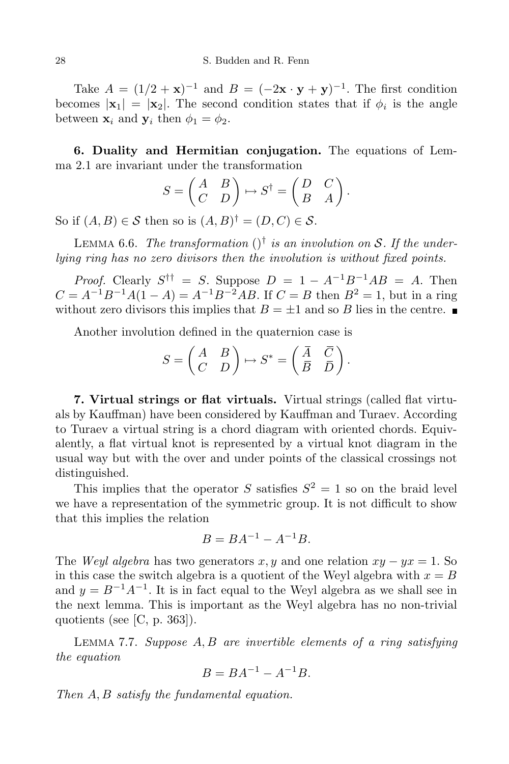Take $A = (1/2 + \mathbf{x})^{-1}$ and $B = (-2\mathbf{x} \cdot \mathbf{y} + \mathbf{y})^{-1}$. The first condition becomes $|\mathbf{x}_1| = |\mathbf{x}_2|$. The second condition states that if $\phi_i$ is the angle between $\mathbf{x}_i$ and $\mathbf{y}_i$ then $\phi_1 = \phi_2$.

**6. Duality and Hermitian conjugation.** The equations of Lemma 2.1 are invariant under the transformation

$$S = \begin{pmatrix} A & B \\ C & D \end{pmatrix} \mapsto S^{\dagger} = \begin{pmatrix} D & C \\ B & A \end{pmatrix}.$$

So if $(A, B) \in \mathcal{S}$ then so is $(A, B)^{\dagger} = (D, C) \in \mathcal{S}$.

Lemma 6.6. *The transformation* $()^{\dagger}$ *is an involution on* $\mathcal{S}$. *If the underlying ring has no zero divisors then the involution is without fixed points.*

*Proof.* Clearly $S^{\dagger\dagger} = S$. Suppose $D = 1 - A^{-1}B^{-1}AB = A$. Then $C = A^{-1}B^{-1}A(1 - A) = A^{-1}B^{-2}AB$. If $C = B$ then $B^2 = 1$, but in a ring without zero divisors this implies that $B = \pm 1$ and so $B$ lies in the centre. ∎

Another involution defined in the quaternion case is

$$S = \begin{pmatrix} A & B \\ C & D \end{pmatrix} \mapsto S^{*} = \begin{pmatrix} \bar{A} & \bar{C} \\ \bar{B} & \bar{D} \end{pmatrix}.$$

**7. Virtual strings or flat virtuals.** Virtual strings (called flat virtuals by Kauffman) have been considered by Kauffman and Turaev. According to Turaev a virtual string is a chord diagram with oriented chords. Equivalently, a flat virtual knot is represented by a virtual knot diagram in the usual way but with the over and under points of the classical crossings not distinguished.

This implies that the operator $S$ satisfies $S^2 = 1$ so on the braid level we have a representation of the symmetric group. It is not difficult to show that this implies the relation

$$B = BA^{-1} - A^{-1}B.$$

The *Weyl algebra* has two generators $x, y$ and one relation $xy - yx = 1$. So in this case the switch algebra is a quotient of the Weyl algebra with $x = B$ and $y = B^{-1}A^{-1}$. It is in fact equal to the Weyl algebra as we shall see in the next lemma. This is important as the Weyl algebra has no non-trivial quotients (see [C, p. 363]).

Lemma 7.7. *Suppose* $A, B$ *are invertible elements of a ring satisfying the equation*

$$B = BA^{-1} - A^{-1}B.$$

*Then* $A, B$ *satisfy the fundamental equation.*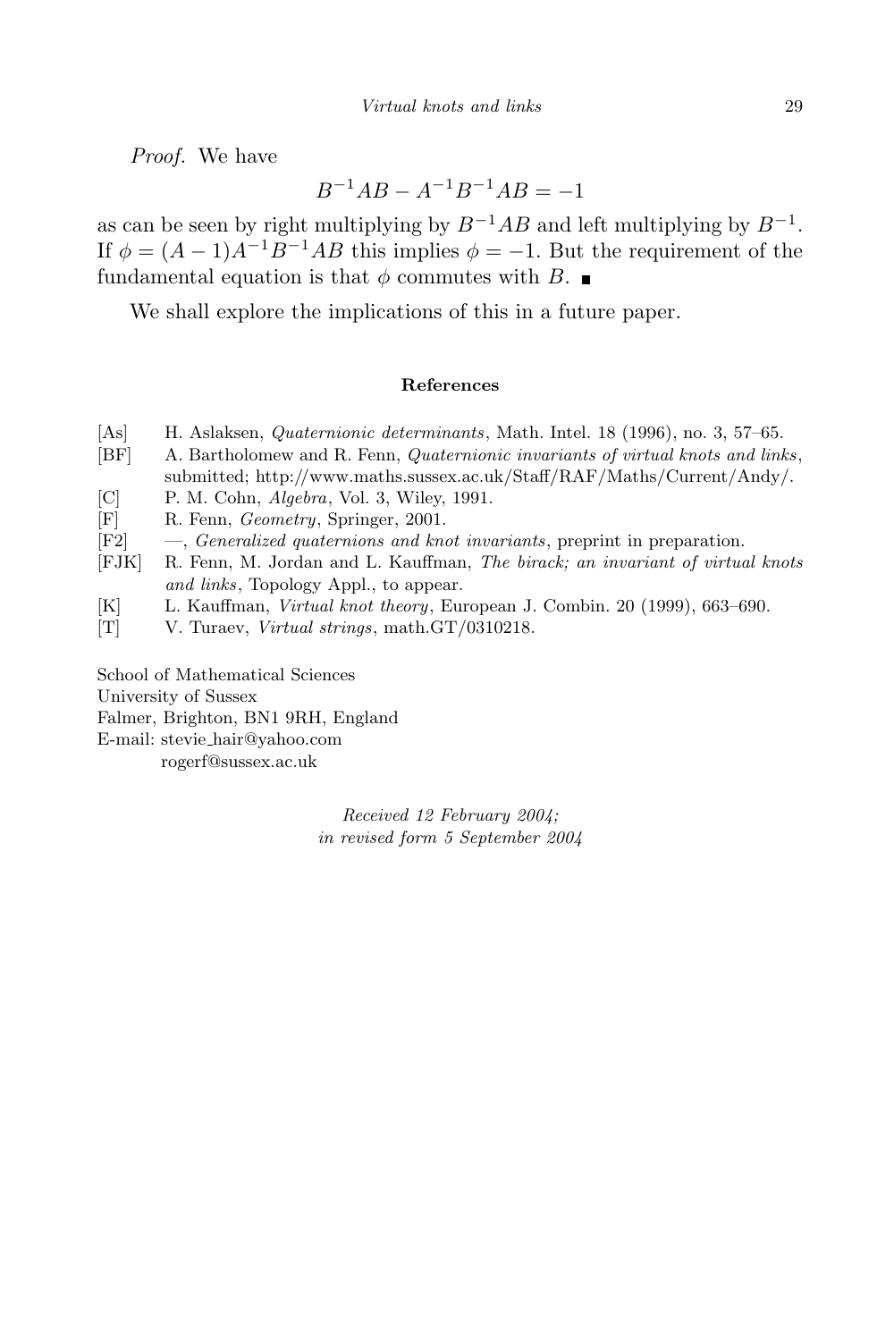*Proof.* We have

$$B^{-1}AB - A^{-1}B^{-1}AB = -1$$

as can be seen by right multiplying by $B^{-1}AB$ and left multiplying by $B^{-1}$. If $\phi = (A-1)A^{-1}B^{-1}AB$ this implies $\phi = -1$. But the requirement of the fundamental equation is that $\phi$ commutes with $B$. ∎

We shall explore the implications of this in a future paper.

**References**

[As] H. Aslaksen, *Quaternionic determinants*, Math. Intel. 18 (1996), no. 3, 57–65.

[BF] A. Bartholomew and R. Fenn, *Quaternionic invariants of virtual knots and links*, submitted; http://www.maths.sussex.ac.uk/Staff/RAF/Maths/Current/Andy/.

[C] P. M. Cohn, *Algebra*, Vol. 3, Wiley, 1991.

[F] R. Fenn, *Geometry*, Springer, 2001.

[F2] —, *Generalized quaternions and knot invariants*, preprint in preparation.

[FJK] R. Fenn, M. Jordan and L. Kauffman, *The birack; an invariant of virtual knots and links*, Topology Appl., to appear.

[K] L. Kauffman, *Virtual knot theory*, European J. Combin. 20 (1999), 663–690.

[T] V. Turaev, *Virtual strings*, math.GT/0310218.

School of Mathematical Sciences
University of Sussex
Falmer, Brighton, BN1 9RH, England
E-mail: stevie_hair@yahoo.com
rogerf@sussex.ac.uk

*Received 12 February 2004;*
*in revised form 5 September 2004*